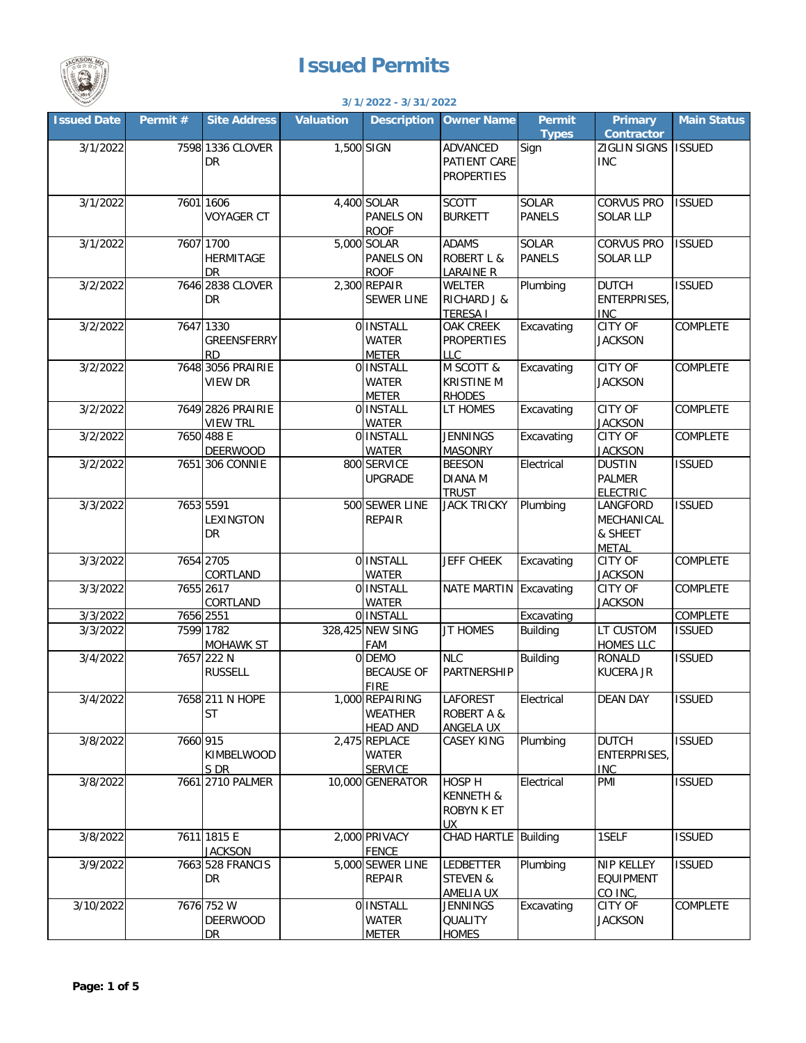# Issued Permits

**3/1/2022 - 3/31/2022**

| Issued Date | Permit # | Site Address | Valuation | Description | Owner Name | Permit Types | Primary Contractor | Main Status |
|---|---|---|---|---|---|---|---|---|
| 3/1/2022 | 7598 | 1336 CLOVER DR | 1,500 | SIGN | ADVANCED PATIENT CARE PROPERTIES | Sign | ZIGLIN SIGNS INC | ISSUED |
| 3/1/2022 | 7601 | 1606 VOYAGER CT | 4,400 | SOLAR PANELS ON ROOF | SCOTT BURKETT | SOLAR PANELS | CORVUS PRO SOLAR LLP | ISSUED |
| 3/1/2022 | 7607 | 1700 HERMITAGE DR | 5,000 | SOLAR PANELS ON ROOF | ADAMS ROBERT L & LARAINE R | SOLAR PANELS | CORVUS PRO SOLAR LLP | ISSUED |
| 3/2/2022 | 7646 | 2838 CLOVER DR | 2,300 | REPAIR SEWER LINE | WELTER RICHARD J & TERESA I | Plumbing | DUTCH ENTERPRISES, INC | ISSUED |
| 3/2/2022 | 7647 | 1330 GREENSFERRY RD | 0 | INSTALL WATER METER | OAK CREEK PROPERTIES LLC | Excavating | CITY OF JACKSON | COMPLETE |
| 3/2/2022 | 7648 | 3056 PRAIRIE VIEW DR | 0 | INSTALL WATER METER | M SCOTT & KRISTINE M RHODES | Excavating | CITY OF JACKSON | COMPLETE |
| 3/2/2022 | 7649 | 2826 PRAIRIE VIEW TRL | 0 | INSTALL WATER | LT HOMES | Excavating | CITY OF JACKSON | COMPLETE |
| 3/2/2022 | 7650 | 488 E DEERWOOD | 0 | INSTALL WATER | JENNINGS MASONRY | Excavating | CITY OF JACKSON | COMPLETE |
| 3/2/2022 | 7651 | 306 CONNIE | 800 | SERVICE UPGRADE | BEESON DIANA M TRUST | Electrical | DUSTIN PALMER ELECTRIC | ISSUED |
| 3/3/2022 | 7653 | 5591 LEXINGTON DR | 500 | SEWER LINE REPAIR | JACK TRICKY | Plumbing | LANGFORD MECHANICAL & SHEET METAL | ISSUED |
| 3/3/2022 | 7654 | 2705 CORTLAND | 0 | INSTALL WATER | JEFF CHEEK | Excavating | CITY OF JACKSON | COMPLETE |
| 3/3/2022 | 7655 | 2617 CORTLAND | 0 | INSTALL WATER | NATE MARTIN | Excavating | CITY OF JACKSON | COMPLETE |
| 3/3/2022 | 7656 | 2551 | 0 | INSTALL | | Excavating | | COMPLETE |
| 3/3/2022 | 7599 | 1782 MOHAWK ST | 328,425 | NEW SING FAM | JT HOMES | Building | LT CUSTOM HOMES LLC | ISSUED |
| 3/4/2022 | 7657 | 222 N RUSSELL | 0 | DEMO BECAUSE OF FIRE | NLC PARTNERSHIP | Building | RONALD KUCERA JR | ISSUED |
| 3/4/2022 | 7658 | 211 N HOPE ST | 1,000 | REPAIRING WEATHER HEAD AND | LAFOREST ROBERT A & ANGELA UX | Electrical | DEAN DAY | ISSUED |
| 3/8/2022 | 7660 | 915 KIMBELWOOD S DR | 2,475 | REPLACE WATER SERVICE | CASEY KING | Plumbing | DUTCH ENTERPRISES, INC | ISSUED |
| 3/8/2022 | 7661 | 2710 PALMER | 10,000 | GENERATOR | HOSP H KENNETH & ROBYN K ET UX | Electrical | PMI | ISSUED |
| 3/8/2022 | 7611 | 1815 E JACKSON | 2,000 | PRIVACY FENCE | CHAD HARTLE | Building | 1SELF | ISSUED |
| 3/9/2022 | 7663 | 528 FRANCIS DR | 5,000 | SEWER LINE REPAIR | LEDBETTER STEVEN & AMELIA UX | Plumbing | NIP KELLEY EQUIPMENT CO INC, | ISSUED |
| 3/10/2022 | 7676 | 752 W DEERWOOD DR | 0 | INSTALL WATER METER | JENNINGS QUALITY HOMES | Excavating | CITY OF JACKSON | COMPLETE |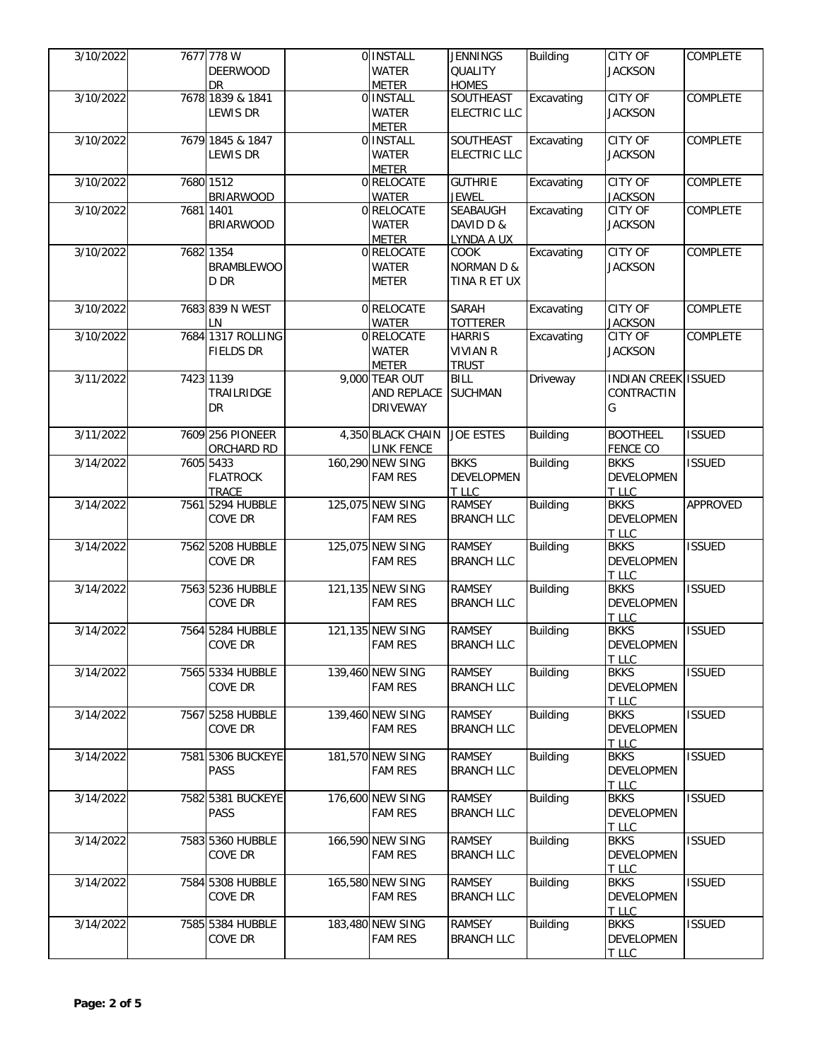| | | | | | | | | |
|---|---|---|---|---|---|---|---|---|
| 3/10/2022 | 7677 | 778 W DEERWOOD DR | 0 | INSTALL WATER METER | JENNINGS QUALITY HOMES | Building | CITY OF JACKSON | COMPLETE |
| 3/10/2022 | 7678 | 1839 & 1841 LEWIS DR | 0 | INSTALL WATER METER | SOUTHEAST ELECTRIC LLC | Excavating | CITY OF JACKSON | COMPLETE |
| 3/10/2022 | 7679 | 1845 & 1847 LEWIS DR | 0 | INSTALL WATER METER | SOUTHEAST ELECTRIC LLC | Excavating | CITY OF JACKSON | COMPLETE |
| 3/10/2022 | 7680 | 1512 BRIARWOOD | 0 | RELOCATE WATER | GUTHRIE JEWEL | Excavating | CITY OF JACKSON | COMPLETE |
| 3/10/2022 | 7681 | 1401 BRIARWOOD | 0 | RELOCATE WATER METER | SEABAUGH DAVID D & LYNDA A UX | Excavating | CITY OF JACKSON | COMPLETE |
| 3/10/2022 | 7682 | 1354 BRAMBLEWOOD DR | 0 | RELOCATE WATER METER | COOK NORMAN D & TINA R ET UX | Excavating | CITY OF JACKSON | COMPLETE |
| 3/10/2022 | 7683 | 839 N WEST LN | 0 | RELOCATE WATER | SARAH TOTTERER | Excavating | CITY OF JACKSON | COMPLETE |
| 3/10/2022 | 7684 | 1317 ROLLING FIELDS DR | 0 | RELOCATE WATER METER | HARRIS VIVIAN R TRUST | Excavating | CITY OF JACKSON | COMPLETE |
| 3/11/2022 | 7423 | 1139 TRAILRIDGE DR | 9,000 | TEAR OUT AND REPLACE DRIVEWAY | BILL SUCHMAN | Driveway | INDIAN CREEK CONTRACTING | ISSUED |
| 3/11/2022 | 7609 | 256 PIONEER ORCHARD RD | 4,350 | BLACK CHAIN LINK FENCE | JOE ESTES | Building | BOOTHEEL FENCE CO | ISSUED |
| 3/14/2022 | 7605 | 5433 FLATROCK TRACE | 160,290 | NEW SING FAM RES | BKKS DEVELOPMENT LLC | Building | BKKS DEVELOPMENT LLC | ISSUED |
| 3/14/2022 | 7561 | 5294 HUBBLE COVE DR | 125,075 | NEW SING FAM RES | RAMSEY BRANCH LLC | Building | BKKS DEVELOPMENT LLC | APPROVED |
| 3/14/2022 | 7562 | 5208 HUBBLE COVE DR | 125,075 | NEW SING FAM RES | RAMSEY BRANCH LLC | Building | BKKS DEVELOPMENT LLC | ISSUED |
| 3/14/2022 | 7563 | 5236 HUBBLE COVE DR | 121,135 | NEW SING FAM RES | RAMSEY BRANCH LLC | Building | BKKS DEVELOPMENT LLC | ISSUED |
| 3/14/2022 | 7564 | 5284 HUBBLE COVE DR | 121,135 | NEW SING FAM RES | RAMSEY BRANCH LLC | Building | BKKS DEVELOPMENT LLC | ISSUED |
| 3/14/2022 | 7565 | 5334 HUBBLE COVE DR | 139,460 | NEW SING FAM RES | RAMSEY BRANCH LLC | Building | BKKS DEVELOPMENT LLC | ISSUED |
| 3/14/2022 | 7567 | 5258 HUBBLE COVE DR | 139,460 | NEW SING FAM RES | RAMSEY BRANCH LLC | Building | BKKS DEVELOPMENT LLC | ISSUED |
| 3/14/2022 | 7581 | 5306 BUCKEYE PASS | 181,570 | NEW SING FAM RES | RAMSEY BRANCH LLC | Building | BKKS DEVELOPMENT LLC | ISSUED |
| 3/14/2022 | 7582 | 5381 BUCKEYE PASS | 176,600 | NEW SING FAM RES | RAMSEY BRANCH LLC | Building | BKKS DEVELOPMENT LLC | ISSUED |
| 3/14/2022 | 7583 | 5360 HUBBLE COVE DR | 166,590 | NEW SING FAM RES | RAMSEY BRANCH LLC | Building | BKKS DEVELOPMENT LLC | ISSUED |
| 3/14/2022 | 7584 | 5308 HUBBLE COVE DR | 165,580 | NEW SING FAM RES | RAMSEY BRANCH LLC | Building | BKKS DEVELOPMENT LLC | ISSUED |
| 3/14/2022 | 7585 | 5384 HUBBLE COVE DR | 183,480 | NEW SING FAM RES | RAMSEY BRANCH LLC | Building | BKKS DEVELOPMENT LLC | ISSUED |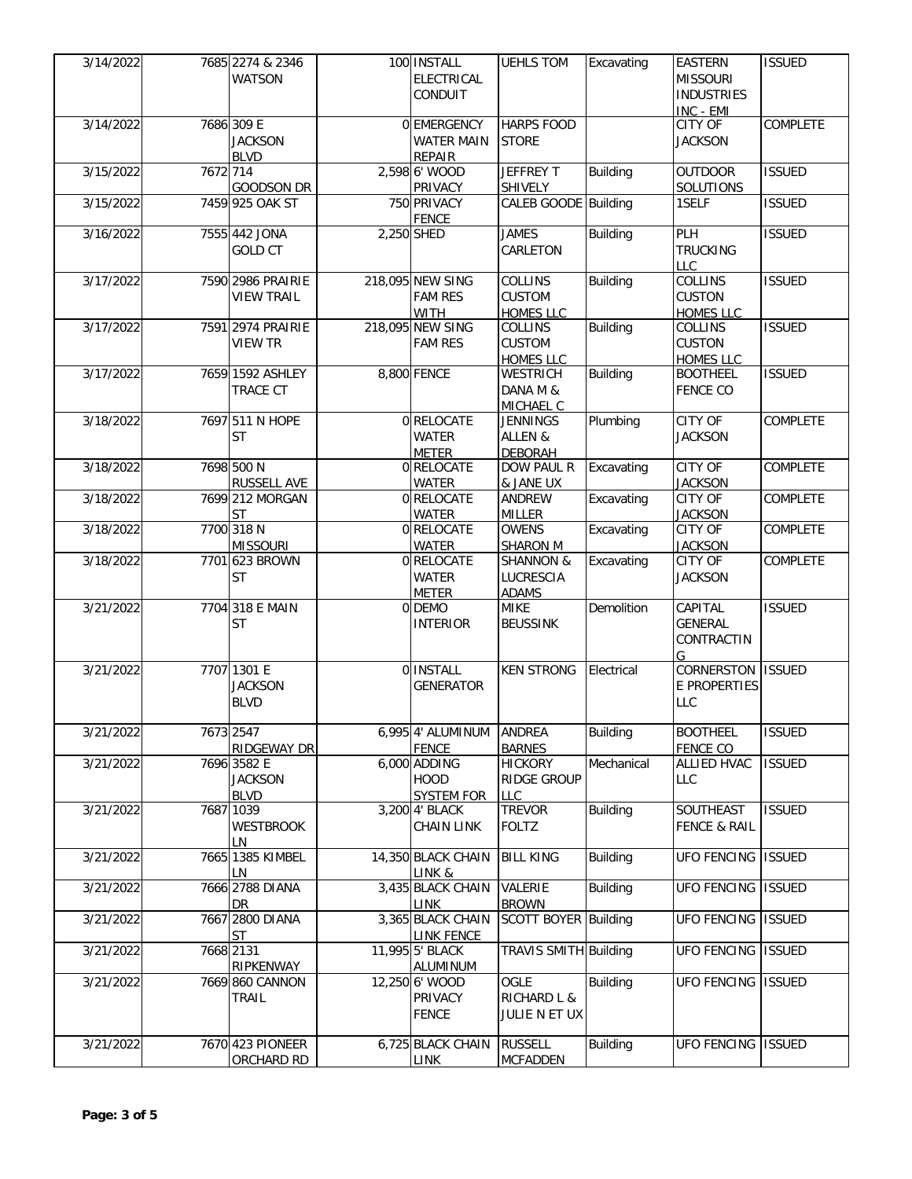| | | | | | | | | |
|---|---|---|---|---|---|---|---|---|
| 3/14/2022 | 7685 | 2274 & 2346 WATSON | 100 | INSTALL ELECTRICAL CONDUIT | UEHLS TOM | Excavating | EASTERN MISSOURI INDUSTRIES INC - EMI | ISSUED |
| 3/14/2022 | 7686 | 309 E JACKSON BLVD | 0 | EMERGENCY WATER MAIN REPAIR | HARPS FOOD STORE | | CITY OF JACKSON | COMPLETE |
| 3/15/2022 | 7672 | 714 GOODSON DR | 2,598 | 6' WOOD PRIVACY | JEFFREY T SHIVELY | Building | OUTDOOR SOLUTIONS | ISSUED |
| 3/15/2022 | 7459 | 925 OAK ST | 750 | PRIVACY FENCE | CALEB GOODE | Building | 1SELF | ISSUED |
| 3/16/2022 | 7555 | 442 JONA GOLD CT | 2,250 | SHED | JAMES CARLETON | Building | PLH TRUCKING LLC | ISSUED |
| 3/17/2022 | 7590 | 2986 PRAIRIE VIEW TRAIL | 218,095 | NEW SING FAM RES WITH | COLLINS CUSTOM HOMES LLC | Building | COLLINS CUSTON HOMES LLC | ISSUED |
| 3/17/2022 | 7591 | 2974 PRAIRIE VIEW TR | 218,095 | NEW SING FAM RES | COLLINS CUSTOM HOMES LLC | Building | COLLINS CUSTON HOMES LLC | ISSUED |
| 3/17/2022 | 7659 | 1592 ASHLEY TRACE CT | 8,800 | FENCE | WESTRICH DANA M & MICHAEL C | Building | BOOTHEEL FENCE CO | ISSUED |
| 3/18/2022 | 7697 | 511 N HOPE ST | 0 | RELOCATE WATER METER | JENNINGS ALLEN & DEBORAH | Plumbing | CITY OF JACKSON | COMPLETE |
| 3/18/2022 | 7698 | 500 N RUSSELL AVE | 0 | RELOCATE WATER | DOW PAUL R & JANE UX | Excavating | CITY OF JACKSON | COMPLETE |
| 3/18/2022 | 7699 | 212 MORGAN ST | 0 | RELOCATE WATER | ANDREW MILLER | Excavating | CITY OF JACKSON | COMPLETE |
| 3/18/2022 | 7700 | 318 N MISSOURI | 0 | RELOCATE WATER | OWENS SHARON M | Excavating | CITY OF JACKSON | COMPLETE |
| 3/18/2022 | 7701 | 623 BROWN ST | 0 | RELOCATE WATER METER | SHANNON & LUCRESCIA ADAMS | Excavating | CITY OF JACKSON | COMPLETE |
| 3/21/2022 | 7704 | 318 E MAIN ST | 0 | DEMO INTERIOR | MIKE BEUSSINK | Demolition | CAPITAL GENERAL CONTRACTIN G | ISSUED |
| 3/21/2022 | 7707 | 1301 E JACKSON BLVD | 0 | INSTALL GENERATOR | KEN STRONG | Electrical | CORNERSTON E PROPERTIES LLC | ISSUED |
| 3/21/2022 | 7673 | 2547 RIDGEWAY DR | 6,995 | 4' ALUMINUM FENCE | ANDREA BARNES | Building | BOOTHEEL FENCE CO | ISSUED |
| 3/21/2022 | 7696 | 3582 E JACKSON BLVD | 6,000 | ADDING HOOD SYSTEM FOR | HICKORY RIDGE GROUP LLC | Mechanical | ALLIED HVAC LLC | ISSUED |
| 3/21/2022 | 7687 | 1039 WESTBROOK LN | 3,200 | 4' BLACK CHAIN LINK | TREVOR FOLTZ | Building | SOUTHEAST FENCE & RAIL | ISSUED |
| 3/21/2022 | 7665 | 1385 KIMBEL LN | 14,350 | BLACK CHAIN LINK & | BILL KING | Building | UFO FENCING | ISSUED |
| 3/21/2022 | 7666 | 2788 DIANA DR | 3,435 | BLACK CHAIN LINK | VALERIE BROWN | Building | UFO FENCING | ISSUED |
| 3/21/2022 | 7667 | 2800 DIANA ST | 3,365 | BLACK CHAIN LINK FENCE | SCOTT BOYER | Building | UFO FENCING | ISSUED |
| 3/21/2022 | 7668 | 2131 RIPKENWAY | 11,995 | 5' BLACK ALUMINUM | TRAVIS SMITH | Building | UFO FENCING | ISSUED |
| 3/21/2022 | 7669 | 860 CANNON TRAIL | 12,250 | 6' WOOD PRIVACY FENCE | OGLE RICHARD L & JULIE N ET UX | Building | UFO FENCING | ISSUED |
| 3/21/2022 | 7670 | 423 PIONEER ORCHARD RD | 6,725 | BLACK CHAIN LINK | RUSSELL MCFADDEN | Building | UFO FENCING | ISSUED |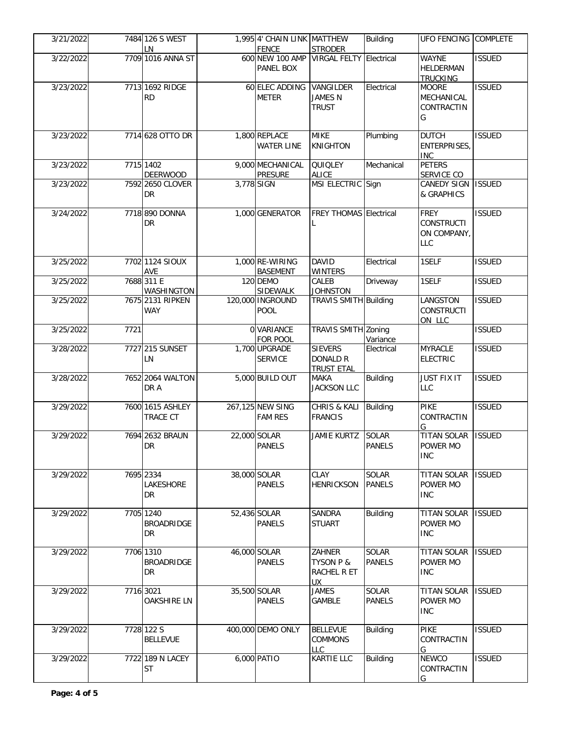| | | | | | | | | |
|---|---|---|---|---|---|---|---|---|
| 3/21/2022 | 7484 | 126 S WEST LN | 1,995 | 4' CHAIN LINK FENCE | MATTHEW STRODER | Building | UFO FENCING | COMPLETE |
| 3/22/2022 | 7709 | 1016 ANNA ST | 600 | NEW 100 AMP PANEL BOX | VIRGAL FELTY | Electrical | WAYNE HELDERMAN TRUCKING | ISSUED |
| 3/23/2022 | 7713 | 1692 RIDGE RD | 60 | ELEC ADDING METER | VANGILDER JAMES N TRUST | Electrical | MOORE MECHANICAL CONTRACTING | ISSUED |
| 3/23/2022 | 7714 | 628 OTTO DR | 1,800 | REPLACE WATER LINE | MIKE KNIGHTON | Plumbing | DUTCH ENTERPRISES, INC | ISSUED |
| 3/23/2022 | 7715 | 1402 DEERWOOD | 9,000 | MECHANICAL PRESURE | QUIQLEY ALICE | Mechanical | PETERS SERVICE CO | |
| 3/23/2022 | 7592 | 2650 CLOVER DR | 3,778 | SIGN | MSI ELECTRIC | Sign | CANEDY SIGN & GRAPHICS | ISSUED |
| 3/24/2022 | 7718 | 890 DONNA DR | 1,000 | GENERATOR | FREY THOMAS L | Electrical | FREY CONSTRUCTION COMPANY, LLC | ISSUED |
| 3/25/2022 | 7702 | 1124 SIOUX AVE | 1,000 | RE-WIRING BASEMENT | DAVID WINTERS | Electrical | 1SELF | ISSUED |
| 3/25/2022 | 7688 | 311 E WASHINGTON | 120 | DEMO SIDEWALK | CALEB JOHNSTON | Driveway | 1SELF | ISSUED |
| 3/25/2022 | 7675 | 2131 RIPKEN WAY | 120,000 | INGROUND POOL | TRAVIS SMITH | Building | LANGSTON CONSTRUCTION LLC | ISSUED |
| 3/25/2022 | 7721 | | 0 | VARIANCE FOR POOL | TRAVIS SMITH | Zoning Variance | | ISSUED |
| 3/28/2022 | 7727 | 215 SUNSET LN | 1,700 | UPGRADE SERVICE | SIEVERS DONALD R TRUST ETAL | Electrical | MYRACLE ELECTRIC | ISSUED |
| 3/28/2022 | 7652 | 2064 WALTON DR A | 5,000 | BUILD OUT | MAKA JACKSON LLC | Building | JUST FIX IT LLC | ISSUED |
| 3/29/2022 | 7600 | 1615 ASHLEY TRACE CT | 267,125 | NEW SING FAM RES | CHRIS & KALI FRANCIS | Building | PIKE CONTRACTING | ISSUED |
| 3/29/2022 | 7694 | 2632 BRAUN DR | 22,000 | SOLAR PANELS | JAMIE KURTZ | SOLAR PANELS | TITAN SOLAR POWER MO INC | ISSUED |
| 3/29/2022 | 7695 | 2334 LAKESHORE DR | 38,000 | SOLAR PANELS | CLAY HENRICKSON | SOLAR PANELS | TITAN SOLAR POWER MO INC | ISSUED |
| 3/29/2022 | 7705 | 1240 BROADRIDGE DR | 52,436 | SOLAR PANELS | SANDRA STUART | Building | TITAN SOLAR POWER MO INC | ISSUED |
| 3/29/2022 | 7706 | 1310 BROADRIDGE DR | 46,000 | SOLAR PANELS | ZAHNER TYSON P & RACHEL R ET UX | SOLAR PANELS | TITAN SOLAR POWER MO INC | ISSUED |
| 3/29/2022 | 7716 | 3021 OAKSHIRE LN | 35,500 | SOLAR PANELS | JAMES GAMBLE | SOLAR PANELS | TITAN SOLAR POWER MO INC | ISSUED |
| 3/29/2022 | 7728 | 122 S BELLEVUE | 400,000 | DEMO ONLY | BELLEVUE COMMONS LLC | Building | PIKE CONTRACTING | ISSUED |
| 3/29/2022 | 7722 | 189 N LACEY ST | 6,000 | PATIO | KARTIE LLC | Building | NEWCO CONTRACTING | ISSUED |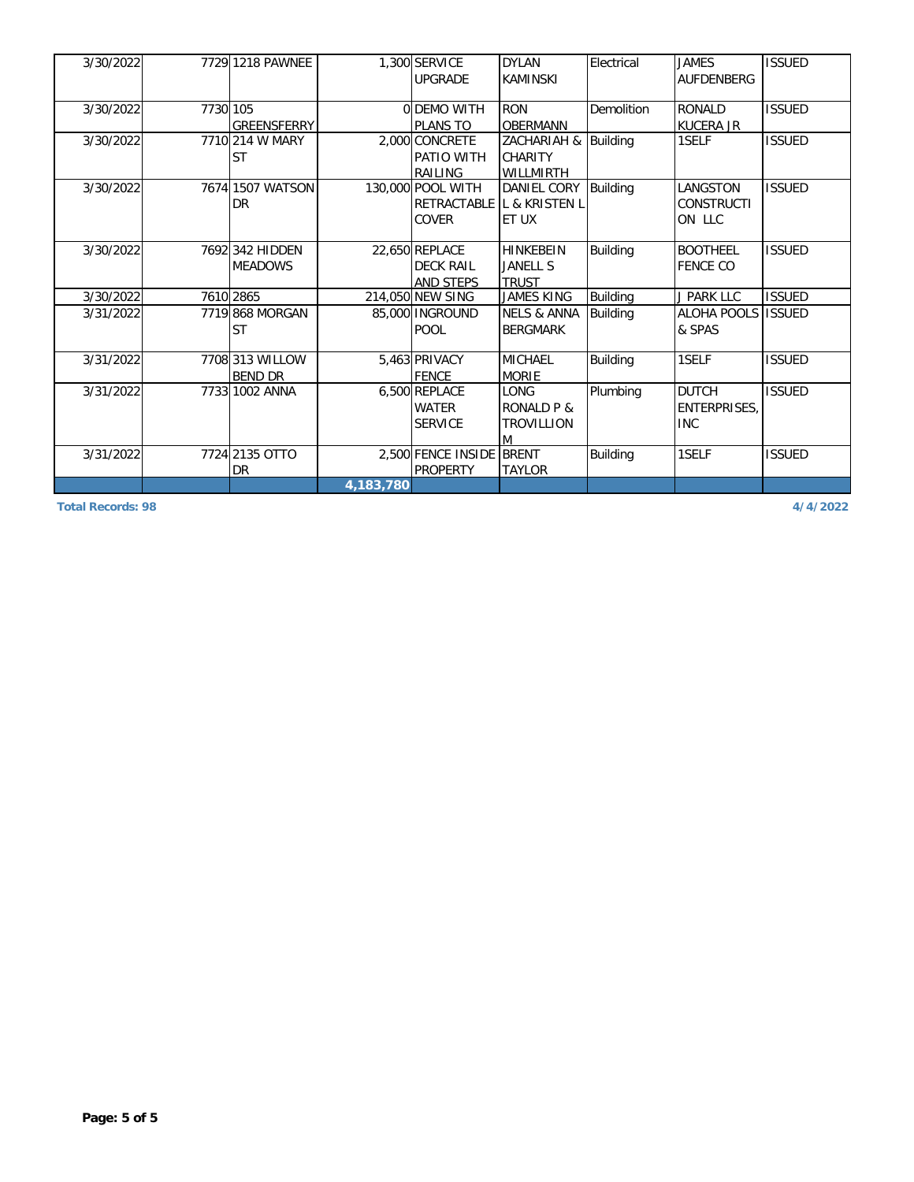| | | | | | | | | |
|---|---|---|---|---|---|---|---|---|
| 3/30/2022 | 7729 | 1218 PAWNEE | 1,300 | SERVICE UPGRADE | DYLAN KAMINSKI | Electrical | JAMES AUFDENBERG | ISSUED |
| 3/30/2022 | 7730 | 105 GREENSFERRY | 0 | DEMO WITH PLANS TO | RON OBERMANN | Demolition | RONALD KUCERA JR | ISSUED |
| 3/30/2022 | 7710 | 214 W MARY ST | 2,000 | CONCRETE PATIO WITH RAILING | ZACHARIAH & CHARITY WILLMIRTH | Building | 1SELF | ISSUED |
| 3/30/2022 | 7674 | 1507 WATSON DR | 130,000 | POOL WITH RETRACTABLE COVER | DANIEL CORY L & KRISTEN L ET UX | Building | LANGSTON CONSTRUCTION LLC | ISSUED |
| 3/30/2022 | 7692 | 342 HIDDEN MEADOWS | 22,650 | REPLACE DECK RAIL AND STEPS | HINKEBEIN JANELL S TRUST | Building | BOOTHEEL FENCE CO | ISSUED |
| 3/30/2022 | 7610 | 2865 | 214,050 | NEW SING | JAMES KING | Building | J PARK LLC | ISSUED |
| 3/31/2022 | 7719 | 868 MORGAN ST | 85,000 | INGROUND POOL | NELS & ANNA BERGMARK | Building | ALOHA POOLS & SPAS | ISSUED |
| 3/31/2022 | 7708 | 313 WILLOW BEND DR | 5,463 | PRIVACY FENCE | MICHAEL MORIE | Building | 1SELF | ISSUED |
| 3/31/2022 | 7733 | 1002 ANNA | 6,500 | REPLACE WATER SERVICE | LONG RONALD P & TROVILLION M | Plumbing | DUTCH ENTERPRISES, INC | ISSUED |
| 3/31/2022 | 7724 | 2135 OTTO DR | 2,500 | FENCE INSIDE PROPERTY | BRENT TAYLOR | Building | 1SELF | ISSUED |
| | | | 4,183,780 | | | | | |

**Total Records: 98**

**4/4/2022**